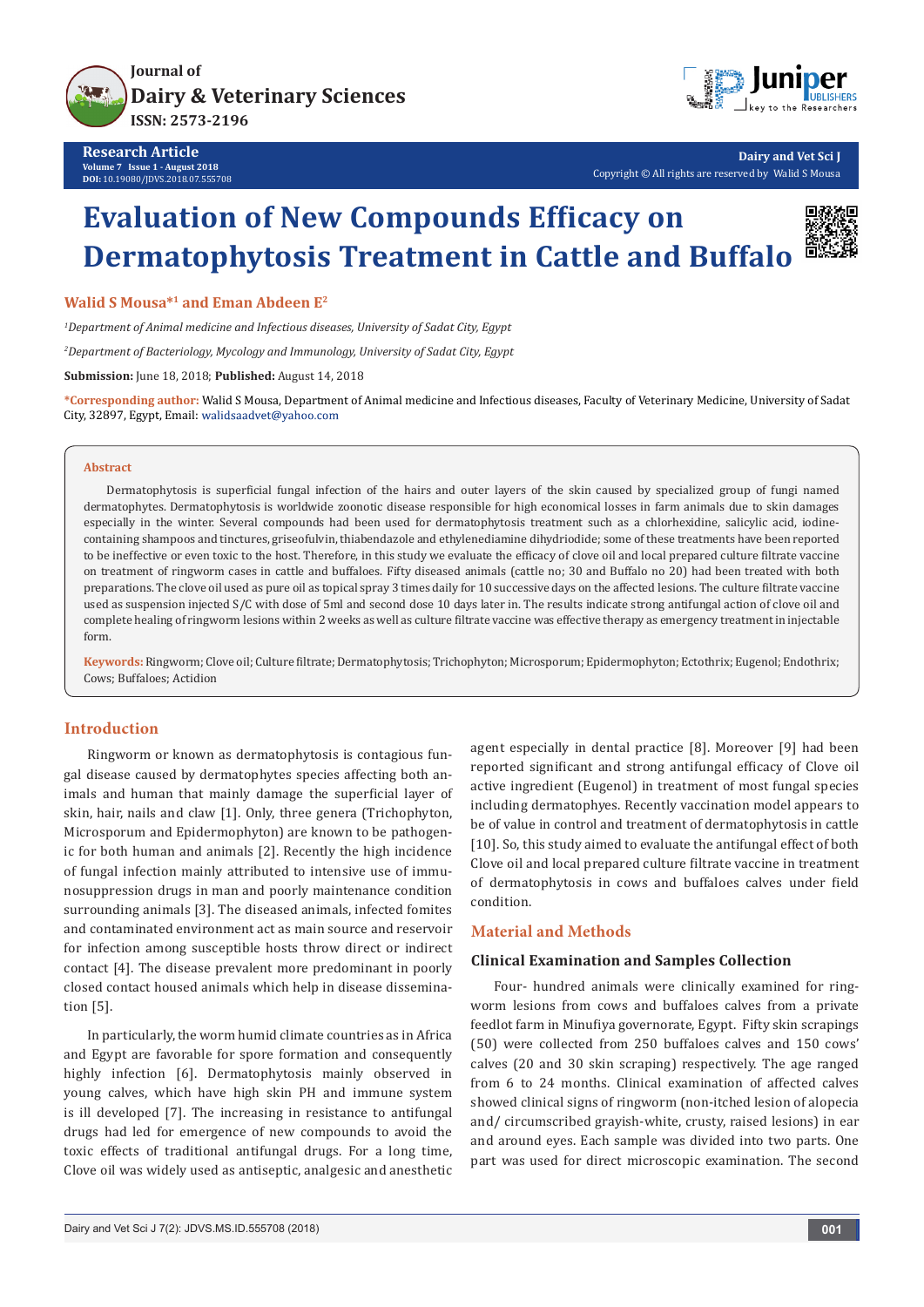Research Article
Volume 7 Issue 1 - August 2018
DOI: 10.19080/JDVS.2018.07.555708

Dairy and Vet Sci J
Copyright © All rights are reserved by Walid S Mousa

# Evaluation of New Compounds Efficacy on Dermatophytosis Treatment in Cattle and Buffalo

**Walid S Mousa*[1] and Eman Abdeen E[2]**

*[1]Department of Animal medicine and Infectious diseases, University of Sadat City, Egypt*

*[2]Department of Bacteriology, Mycology and Immunology, University of Sadat City, Egypt*

**Submission:** June 18, 2018; **Published:** August 14, 2018

***Corresponding author:** Walid S Mousa, Department of Animal medicine and Infectious diseases, Faculty of Veterinary Medicine, University of Sadat City, 32897, Egypt, Email: walidsaadvet@yahoo.com

## Abstract

Dermatophytosis is superficial fungal infection of the hairs and outer layers of the skin caused by specialized group of fungi named dermatophytes. Dermatophytosis is worldwide zoonotic disease responsible for high economical losses in farm animals due to skin damages especially in the winter. Several compounds had been used for dermatophytosis treatment such as a chlorhexidine, salicylic acid, iodine-containing shampoos and tinctures, griseofulvin, thiabendazole and ethylenediamine dihydriodide; some of these treatments have been reported to be ineffective or even toxic to the host. Therefore, in this study we evaluate the efficacy of clove oil and local prepared culture filtrate vaccine on treatment of ringworm cases in cattle and buffaloes. Fifty diseased animals (cattle no; 30 and Buffalo no 20) had been treated with both preparations. The clove oil used as pure oil as topical spray 3 times daily for 10 successive days on the affected lesions. The culture filtrate vaccine used as suspension injected S/C with dose of 5ml and second dose 10 days later in. The results indicate strong antifungal action of clove oil and complete healing of ringworm lesions within 2 weeks as well as culture filtrate vaccine was effective therapy as emergency treatment in injectable form.

**Keywords:** Ringworm; Clove oil; Culture filtrate; Dermatophytosis; Trichophyton; Microsporum; Epidermophyton; Ectothrix; Eugenol; Endothrix; Cows; Buffaloes; Actidion

## Introduction

Ringworm or known as dermatophytosis is contagious fungal disease caused by dermatophytes species affecting both animals and human that mainly damage the superficial layer of skin, hair, nails and claw [1]. Only, three genera (Trichophyton, Microsporum and Epidermophyton) are known to be pathogenic for both human and animals [2]. Recently the high incidence of fungal infection mainly attributed to intensive use of immunosuppression drugs in man and poorly maintenance condition surrounding animals [3]. The diseased animals, infected fomites and contaminated environment act as main source and reservoir for infection among susceptible hosts throw direct or indirect contact [4]. The disease prevalent more predominant in poorly closed contact housed animals which help in disease dissemination [5].

In particularly, the worm humid climate countries as in Africa and Egypt are favorable for spore formation and consequently highly infection [6]. Dermatophytosis mainly observed in young calves, which have high skin PH and immune system is ill developed [7]. The increasing in resistance to antifungal drugs had led for emergence of new compounds to avoid the toxic effects of traditional antifungal drugs. For a long time, Clove oil was widely used as antiseptic, analgesic and anesthetic agent especially in dental practice [8]. Moreover [9] had been reported significant and strong antifungal efficacy of Clove oil active ingredient (Eugenol) in treatment of most fungal species including dermatophyes. Recently vaccination model appears to be of value in control and treatment of dermatophytosis in cattle [10]. So, this study aimed to evaluate the antifungal effect of both Clove oil and local prepared culture filtrate vaccine in treatment of dermatophytosis in cows and buffaloes calves under field condition.

## Material and Methods

### Clinical Examination and Samples Collection

Four- hundred animals were clinically examined for ringworm lesions from cows and buffaloes calves from a private feedlot farm in Minufiya governorate, Egypt. Fifty skin scrapings (50) were collected from 250 buffaloes calves and 150 cows' calves (20 and 30 skin scraping) respectively. The age ranged from 6 to 24 months. Clinical examination of affected calves showed clinical signs of ringworm (non-itched lesion of alopecia and/ circumscribed grayish-white, crusty, raised lesions) in ear and around eyes. Each sample was divided into two parts. One part was used for direct microscopic examination. The second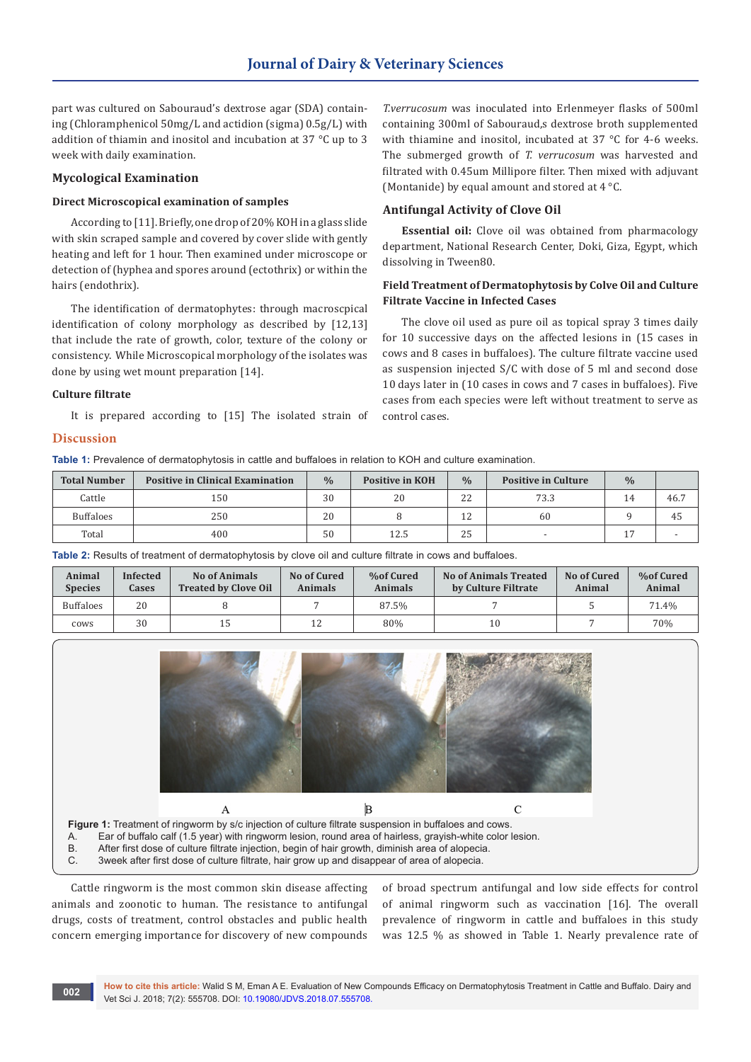part was cultured on Sabouraud's dextrose agar (SDA) containing (Chloramphenicol 50mg/L and actidion (sigma) 0.5g/L) with addition of thiamin and inositol and incubation at 37 °C up to 3 week with daily examination.

## Mycological Examination

### Direct Microscopical examination of samples

According to [11]. Briefly, one drop of 20% KOH in a glass slide with skin scraped sample and covered by cover slide with gently heating and left for 1 hour. Then examined under microscope or detection of (hyphea and spores around (ectothrix) or within the hairs (endothrix).

The identification of dermatophytes: through macroscpical identification of colony morphology as described by [12,13] that include the rate of growth, color, texture of the colony or consistency. While Microscopical morphology of the isolates was done by using wet mount preparation [14].

### Culture filtrate

It is prepared according to [15] The isolated strain of *T.verrucosum* was inoculated into Erlenmeyer flasks of 500ml containing 300ml of Sabouraud,s dextrose broth supplemented with thiamine and inositol, incubated at 37 °C for 4-6 weeks. The submerged growth of *T. verrucosum* was harvested and filtrated with 0.45um Millipore filter. Then mixed with adjuvant (Montanide) by equal amount and stored at 4 °C.

## Antifungal Activity of Clove Oil

**Essential oil:** Clove oil was obtained from pharmacology department, National Research Center, Doki, Giza, Egypt, which dissolving in Tween80.

### Field Treatment of Dermatophytosis by Colve Oil and Culture Filtrate Vaccine in Infected Cases

The clove oil used as pure oil as topical spray 3 times daily for 10 successive days on the affected lesions in (15 cases in cows and 8 cases in buffaloes). The culture filtrate vaccine used as suspension injected S/C with dose of 5 ml and second dose 10 days later in (10 cases in cows and 7 cases in buffaloes). Five cases from each species were left without treatment to serve as control cases.

## Discussion

**Table 1:** Prevalence of dermatophytosis in cattle and buffaloes in relation to KOH and culture examination.

| Total Number | Positive in Clinical Examination | % | Positive in KOH | % | Positive in Culture | % | |
|---|---|---|---|---|---|---|---|
| Cattle | 150 | 30 | 20 | 22 | 73.3 | 14 | 46.7 |
| Buffaloes | 250 | 20 | 8 | 12 | 60 | 9 | 45 |
| Total | 400 | 50 | 12.5 | 25 | - | 17 | - |

**Table 2:** Results of treatment of dermatophytosis by clove oil and culture filtrate in cows and buffaloes.

| Animal Species | Infected Cases | No of Animals Treated by Clove Oil | No of Cured Animals | %of Cured Animals | No of Animals Treated by Culture Filtrate | No of Cured Animal | %of Cured Animal |
|---|---|---|---|---|---|---|---|
| Buffaloes | 20 | 8 | 7 | 87.5% | 7 | 5 | 71.4% |
| cows | 30 | 15 | 12 | 80% | 10 | 7 | 70% |

**Figure 1:** Treatment of ringworm by s/c injection of culture filtrate suspension in buffaloes and cows.

A. Ear of buffalo calf (1.5 year) with ringworm lesion, round area of hairless, grayish-white color lesion.
B. After first dose of culture filtrate injection, begin of hair growth, diminish area of alopecia.
C. 3week after first dose of culture filtrate, hair grow up and disappear of area of alopecia.

Cattle ringworm is the most common skin disease affecting animals and zoonotic to human. The resistance to antifungal drugs, costs of treatment, control obstacles and public health concern emerging importance for discovery of new compounds of broad spectrum antifungal and low side effects for control of animal ringworm such as vaccination [16]. The overall prevalence of ringworm in cattle and buffaloes in this study was 12.5 % as showed in Table 1. Nearly prevalence rate of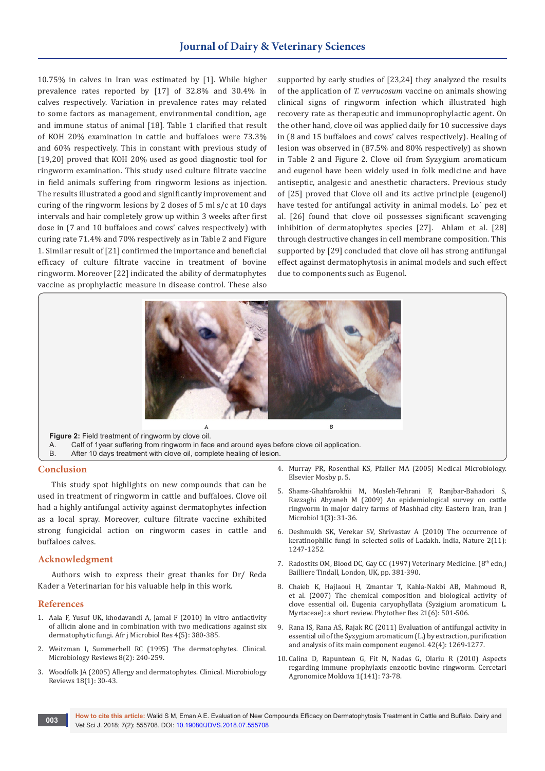10.75% in calves in Iran was estimated by [1]. While higher prevalence rates reported by [17] of 32.8% and 30.4% in calves respectively. Variation in prevalence rates may related to some factors as management, environmental condition, age and immune status of animal [18]. Table 1 clarified that result of KOH 20% examination in cattle and buffaloes were 73.3% and 60% respectively. This in constant with previous study of [19,20] proved that KOH 20% used as good diagnostic tool for ringworm examination. This study used culture filtrate vaccine in field animals suffering from ringworm lesions as injection. The results illustrated a good and significantly improvement and curing of the ringworm lesions by 2 doses of 5 ml s/c at 10 days intervals and hair completely grow up within 3 weeks after first dose in (7 and 10 buffaloes and cows' calves respectively) with curing rate 71.4% and 70% respectively as in Table 2 and Figure 1. Similar result of [21] confirmed the importance and beneficial efficacy of culture filtrate vaccine in treatment of bovine ringworm. Moreover [22] indicated the ability of dermatophytes vaccine as prophylactic measure in disease control. These also supported by early studies of [23,24] they analyzed the results of the application of *T. verrucosum* vaccine on animals showing clinical signs of ringworm infection which illustrated high recovery rate as therapeutic and immunoprophylactic agent. On the other hand, clove oil was applied daily for 10 successive days in (8 and 15 buffaloes and cows' calves respectively). Healing of lesion was observed in (87.5% and 80% respectively) as shown in Table 2 and Figure 2. Clove oil from Syzygium aromaticum and eugenol have been widely used in folk medicine and have antiseptic, analgesic and anesthetic characters. Previous study of [25] proved that Clove oil and its active principle (eugenol) have tested for antifungal activity in animal models. Lo´ pez et al. [26] found that clove oil possesses significant scavenging inhibition of dermatophytes species [27]. Ahlam et al. [28] through destructive changes in cell membrane composition. This supported by [29] concluded that clove oil has strong antifungal effect against dermatophytosis in animal models and such effect due to components such as Eugenol.

**Figure 2:** Field treatment of ringworm by clove oil.
A. Calf of 1year suffering from ringworm in face and around eyes before clove oil application.
B. After 10 days treatment with clove oil, complete healing of lesion.

## Conclusion

This study spot highlights on new compounds that can be used in treatment of ringworm in cattle and buffaloes. Clove oil had a highly antifungal activity against dermatophytes infection as a local spray. Moreover, culture filtrate vaccine exhibited strong fungicidal action on ringworm cases in cattle and buffaloes calves.

## Acknowledgment

Authors wish to express their great thanks for Dr/ Reda Kader a Veterinarian for his valuable help in this work.

## References

1. Aala F, Yusuf UK, khodavandi A, Jamal F (2010) In vitro antiactivity of allicin alone and in combination with two medications against six dermatophytic fungi. Afr j Microbiol Res 4(5): 380-385.
2. Weitzman I, Summerbell RC (1995) The dermatophytes. Clinical. Microbiology Reviews 8(2): 240-259.
3. Woodfolk JA (2005) Allergy and dermatophytes. Clinical. Microbiology Reviews 18(1): 30-43.
4. Murray PR, Rosenthal KS, Pfaller MA (2005) Medical Microbiology. Elsevier Mosby p. 5.
5. Shams-Ghahfarokhii M, Mosleh-Tehrani F, Ranjbar-Bahadori S, Razzaghi Abyaneh M (2009) An epidemiological survey on cattle ringworm in major dairy farms of Mashhad city. Eastern Iran, Iran J Microbiol 1(3): 31-36.
6. Deshmukh SK, Verekar SV, Shrivastav A (2010) The occurrence of keratinophilic fungi in selected soils of Ladakh. India, Nature 2(11): 1247-1252.
7. Radostits OM, Blood DC, Gay CC (1997) Veterinary Medicine. (8th edn,) Bailliere Tindall, London, UK, pp. 381-390.
8. Chaieb K, Hajlaoui H, Zmantar T, Kahla-Nakbi AB, Mahmoud R, et al. (2007) The chemical composition and biological activity of clove essential oil. Eugenia caryophyllata (Syzigium aromaticum L. Myrtaceae): a short review. Phytother Res 21(6): 501-506.
9. Rana IS, Rana AS, Rajak RC (2011) Evaluation of antifungal activity in essential oil of the Syzygium aromaticum (L.) by extraction, purification and analysis of its main component eugenol. 42(4): 1269-1277.
10. Calina D, Rapuntean G, Fit N, Nadas G, Olariu R (2010) Aspects regarding immune prophylaxis enzootic bovine ringworm. Cercetari Agronomice Moldova 1(141): 73-78.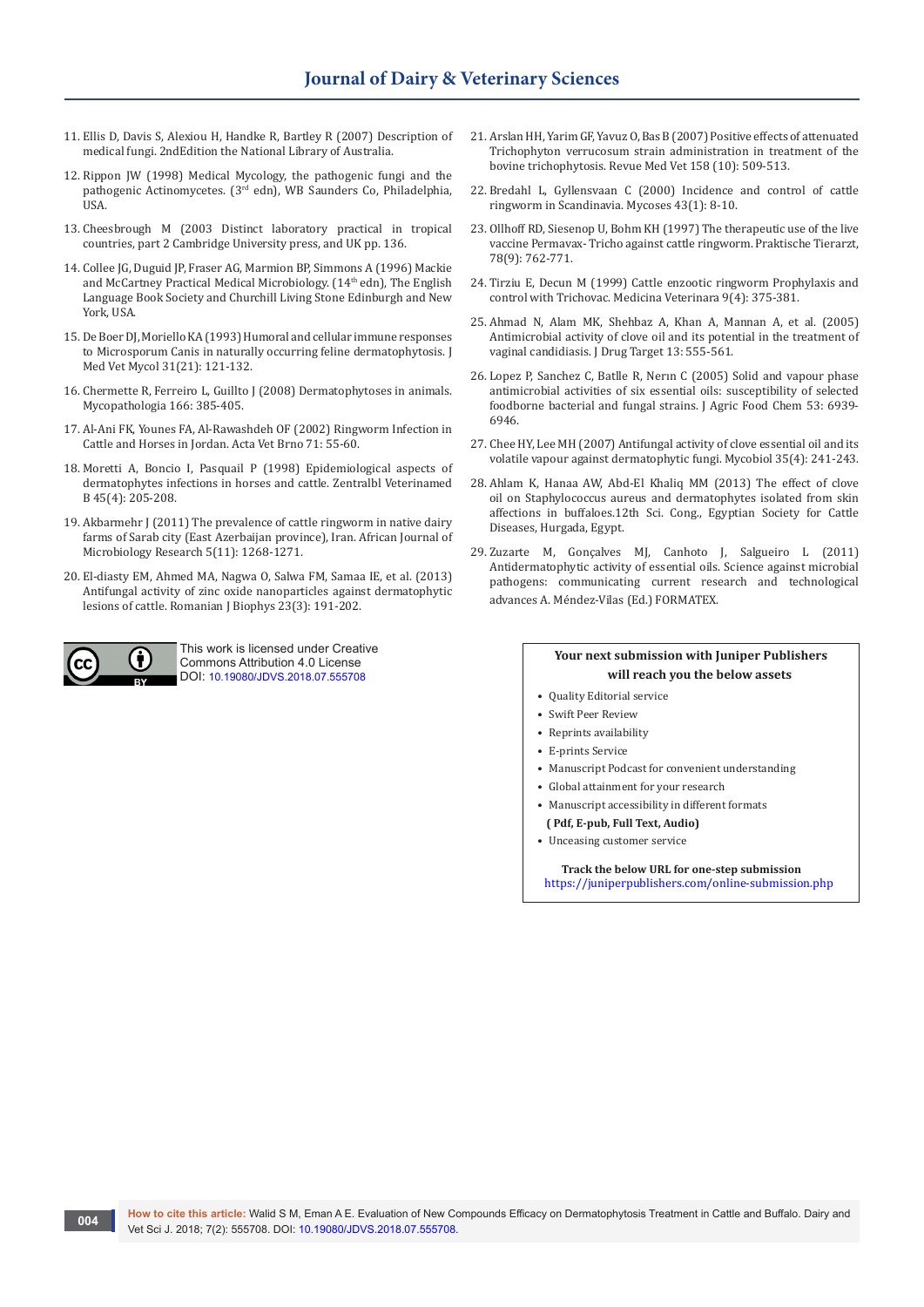11. Ellis D, Davis S, Alexiou H, Handke R, Bartley R (2007) Description of medical fungi. 2ndEdition the National Library of Australia.

12. Rippon JW (1998) Medical Mycology, the pathogenic fungi and the pathogenic Actinomycetes. (3rd edn), WB Saunders Co, Philadelphia, USA.

13. Cheesbrough M (2003 Distinct laboratory practical in tropical countries, part 2 Cambridge University press, and UK pp. 136.

14. Collee JG, Duguid JP, Fraser AG, Marmion BP, Simmons A (1996) Mackie and McCartney Practical Medical Microbiology. (14th edn), The English Language Book Society and Churchill Living Stone Edinburgh and New York, USA.

15. De Boer DJ, Moriello KA (1993) Humoral and cellular immune responses to Microsporum Canis in naturally occurring feline dermatophytosis. J Med Vet Mycol 31(21): 121-132.

16. Chermette R, Ferreiro L, Guillto J (2008) Dermatophytoses in animals. Mycopathologia 166: 385-405.

17. Al-Ani FK, Younes FA, Al-Rawashdeh OF (2002) Ringworm Infection in Cattle and Horses in Jordan. Acta Vet Brno 71: 55-60.

18. Moretti A, Boncio I, Pasquail P (1998) Epidemiological aspects of dermatophytes infections in horses and cattle. Zentralbl Veterinamed B 45(4): 205-208.

19. Akbarmehr J (2011) The prevalence of cattle ringworm in native dairy farms of Sarab city (East Azerbaijan province), Iran. African Journal of Microbiology Research 5(11): 1268-1271.

20. El-diasty EM, Ahmed MA, Nagwa O, Salwa FM, Samaa IE, et al. (2013) Antifungal activity of zinc oxide nanoparticles against dermatophytic lesions of cattle. Romanian J Biophys 23(3): 191-202.

21. Arslan HH, Yarim GF, Yavuz O, Bas B (2007) Positive effects of attenuated Trichophyton verrucosum strain administration in treatment of the bovine trichophytosis. Revue Med Vet 158 (10): 509-513.

22. Bredahl L, Gyllensvaan C (2000) Incidence and control of cattle ringworm in Scandinavia. Mycoses 43(1): 8-10.

23. Ollhoff RD, Siesenop U, Bohm KH (1997) The therapeutic use of the live vaccine Permavax- Tricho against cattle ringworm. Praktische Tierarzt, 78(9): 762-771.

24. Tirziu E, Decun M (1999) Cattle enzootic ringworm Prophylaxis and control with Trichovac. Medicina Veterinara 9(4): 375-381.

25. Ahmad N, Alam MK, Shehbaz A, Khan A, Mannan A, et al. (2005) Antimicrobial activity of clove oil and its potential in the treatment of vaginal candidiasis. J Drug Target 13: 555-561.

26. Lopez P, Sanchez C, Batlle R, Nerın C (2005) Solid and vapour phase antimicrobial activities of six essential oils: susceptibility of selected foodborne bacterial and fungal strains. J Agric Food Chem 53: 6939-6946.

27. Chee HY, Lee MH (2007) Antifungal activity of clove essential oil and its volatile vapour against dermatophytic fungi. Mycobiol 35(4): 241-243.

28. Ahlam K, Hanaa AW, Abd-El Khaliq MM (2013) The effect of clove oil on Staphylococcus aureus and dermatophytes isolated from skin affections in buffaloes.12th Sci. Cong., Egyptian Society for Cattle Diseases, Hurgada, Egypt.

29. Zuzarte M, Gonçalves MJ, Canhoto J, Salgueiro L (2011) Antidermatophytic activity of essential oils. Science against microbial pathogens: communicating current research and technological advances A. Méndez-Vilas (Ed.) FORMATEX.

This work is licensed under Creative Commons Attribution 4.0 License
DOI: 10.19080/JDVS.2018.07.555708

**Your next submission with Juniper Publishers will reach you the below assets**

- Quality Editorial service
- Swift Peer Review
- Reprints availability
- E-prints Service
- Manuscript Podcast for convenient understanding
- Global attainment for your research
- Manuscript accessibility in different formats
  **( Pdf, E-pub, Full Text, Audio)**
- Unceasing customer service

**Track the below URL for one-step submission**
https://juniperpublishers.com/online-submission.php

**How to cite this article:** Walid S M, Eman A E. Evaluation of New Compounds Efficacy on Dermatophytosis Treatment in Cattle and Buffalo. Dairy and Vet Sci J. 2018; 7(2): 555708. DOI: 10.19080/JDVS.2018.07.555708.